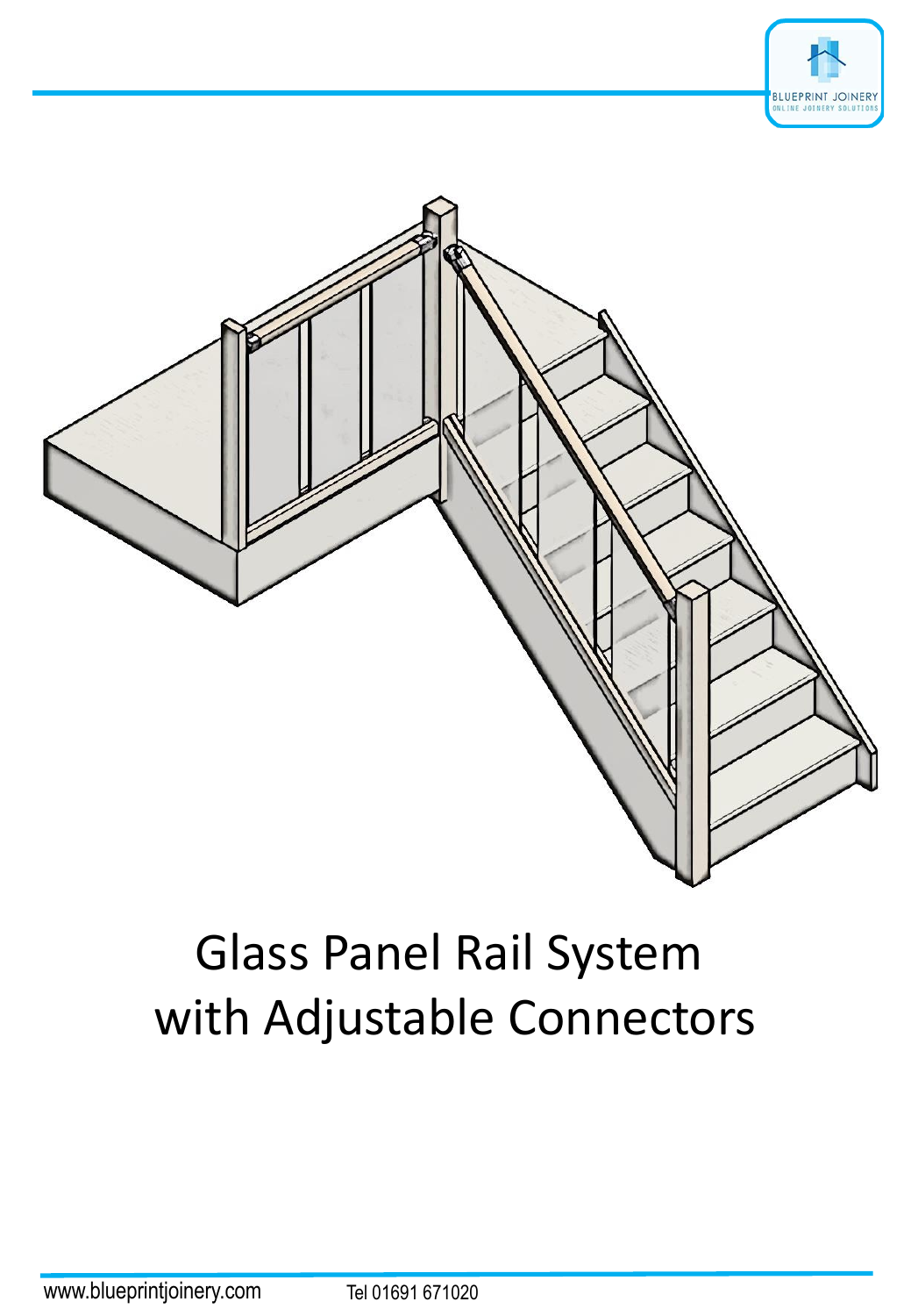# Glass Panel Rail System with Adjustable Connectors

www.blueprintjoinery.com Tel 01691 671020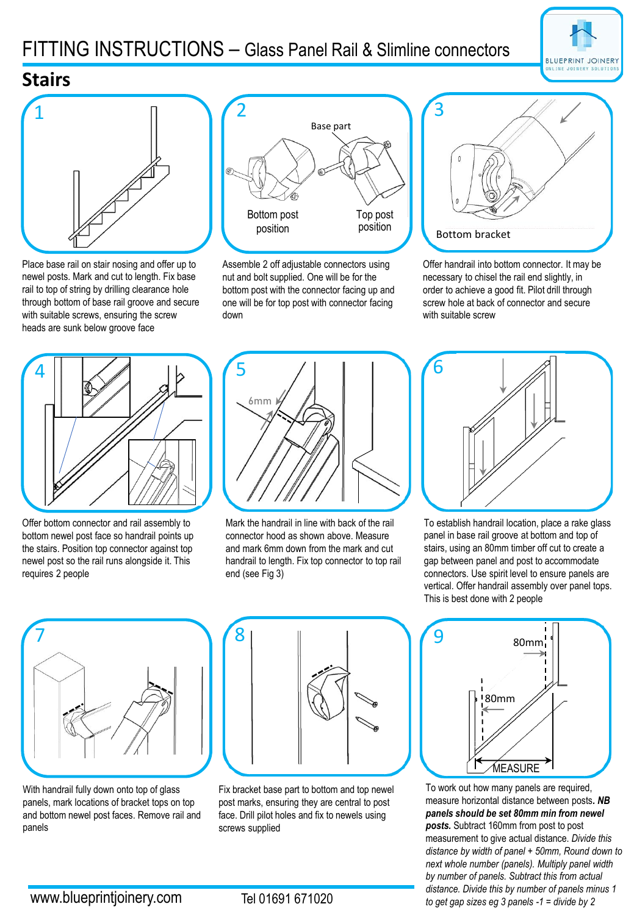# FITTING INSTRUCTIONS – Glass Panel Rail & Slimline connectors

## Stairs

**1**

Place base rail on stair nosing and offer up to newel posts. Mark and cut to length. Fix base rail to top of string by drilling clearance hole through bottom of base rail groove and secure with suitable screws, ensuring the screw heads are sunk below groove face

**2**

Base part

Bottom post position

Top post position

Assemble 2 off adjustable connectors using nut and bolt supplied. One will be for the bottom post with the connector facing up and one will be for top post with connector facing down

**3**

Bottom bracket

Offer handrail into bottom connector. It may be necessary to chisel the rail end slightly, in order to achieve a good fit. Pilot drill through screw hole at back of connector and secure with suitable screw

**4**

Offer bottom connector and rail assembly to bottom newel post face so handrail points up the stairs. Position top connector against top newel post so the rail runs alongside it. This requires 2 people

**5**

6mm

Mark the handrail in line with back of the rail connector hood as shown above. Measure and mark 6mm down from the mark and cut handrail to length. Fix top connector to top rail end (see Fig 3)

**6**

To establish handrail location, place a rake glass panel in base rail groove at bottom and top of stairs, using an 80mm timber off cut to create a gap between panel and post to accommodate connectors. Use spirit level to ensure panels are vertical. Offer handrail assembly over panel tops. This is best done with 2 people

**7**

With handrail fully down onto top of glass panels, mark locations of bracket tops on top and bottom newel post faces. Remove rail and panels

**8**

Fix bracket base part to bottom and top newel post marks, ensuring they are central to post face. Drill pilot holes and fix to newels using screws supplied

**9**

80mm

80mm

MEASURE

To work out how many panels are required, measure horizontal distance between posts. ***NB panels should be set 80mm min from newel posts.*** Subtract 160mm from post to post measurement to give actual distance. *Divide this distance by width of panel + 50mm, Round down to next whole number (panels). Multiply panel width by number of panels. Subtract this from actual distance. Divide this by number of panels minus 1 to get gap sizes eg 3 panels -1 = divide by 2*

www.blueprintjoinery.com Tel 01691 671020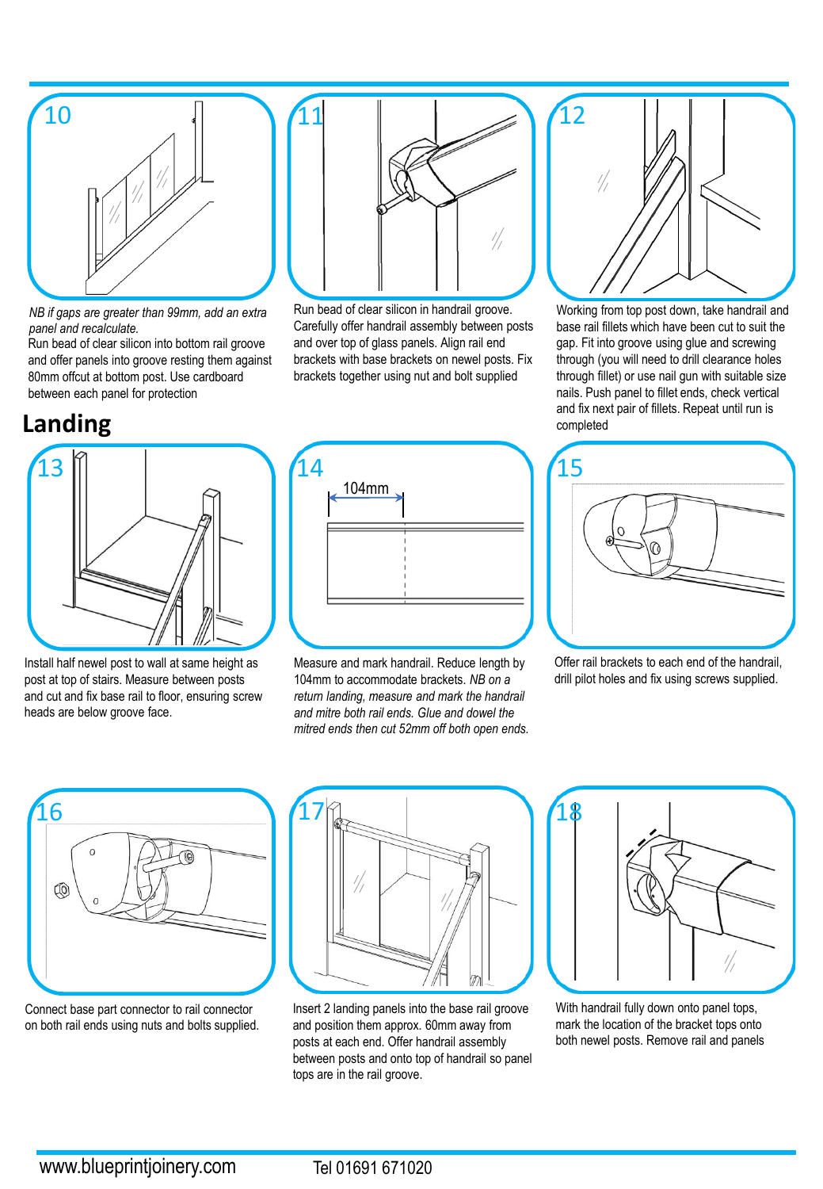**10**

*NB if gaps are greater than 99mm, add an extra panel and recalculate.*
Run bead of clear silicon into bottom rail groove and offer panels into groove resting them against 80mm offcut at bottom post. Use cardboard between each panel for protection

**11**

Run bead of clear silicon in handrail groove. Carefully offer handrail assembly between posts and over top of glass panels. Align rail end brackets with base brackets on newel posts. Fix brackets together using nut and bolt supplied

**12**

Working from top post down, take handrail and base rail fillets which have been cut to suit the gap. Fit into groove using glue and screwing through (you will need to drill clearance holes through fillet) or use nail gun with suitable size nails. Push panel to fillet ends, check vertical and fix next pair of fillets. Repeat until run is completed

## Landing

**13**

Install half newel post to wall at same height as post at top of stairs. Measure between posts and cut and fix base rail to floor, ensuring screw heads are below groove face.

**14**

104mm

Measure and mark handrail. Reduce length by 104mm to accommodate brackets. *NB on a return landing, measure and mark the handrail and mitre both rail ends. Glue and dowel the mitred ends then cut 52mm off both open ends.*

**15**

Offer rail brackets to each end of the handrail, drill pilot holes and fix using screws supplied.

**16**

Connect base part connector to rail connector on both rail ends using nuts and bolts supplied.

**17**

Insert 2 landing panels into the base rail groove and position them approx. 60mm away from posts at each end. Offer handrail assembly between posts and onto top of handrail so panel tops are in the rail groove.

**18**

With handrail fully down onto panel tops, mark the location of the bracket tops onto both newel posts. Remove rail and panels

www.blueprintjoinery.com Tel 01691 671020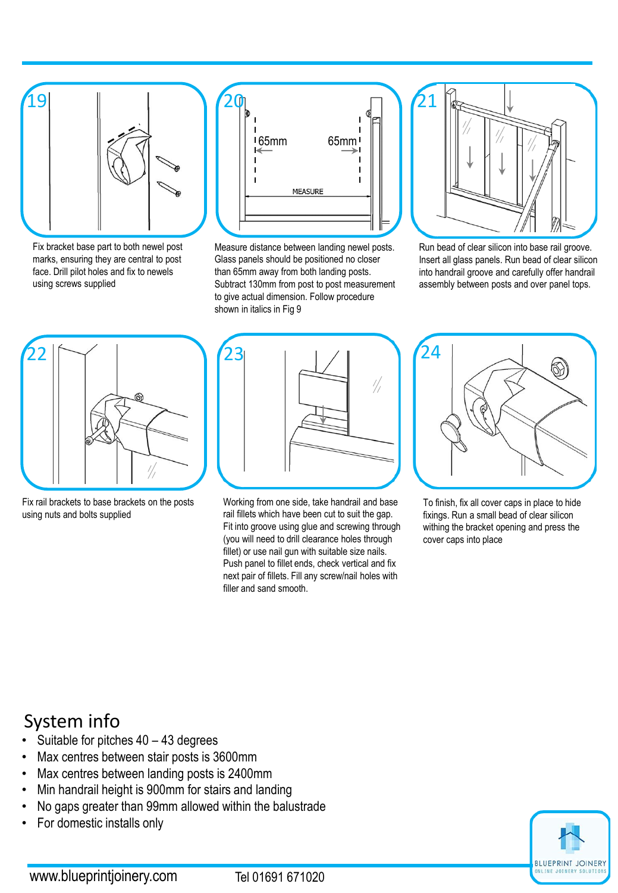19

Fix bracket base part to both newel post marks, ensuring they are central to post face. Drill pilot holes and fix to newels using screws supplied

20

65mm

65mm

MEASURE

Measure distance between landing newel posts. Glass panels should be positioned no closer than 65mm away from both landing posts. Subtract 130mm from post to post measurement to give actual dimension. Follow procedure shown in italics in Fig 9

21

Run bead of clear silicon into base rail groove. Insert all glass panels. Run bead of clear silicon into handrail groove and carefully offer handrail assembly between posts and over panel tops.

22

Fix rail brackets to base brackets on the posts using nuts and bolts supplied

23

Working from one side, take handrail and base rail fillets which have been cut to suit the gap. Fit into groove using glue and screwing through (you will need to drill clearance holes through fillet) or use nail gun with suitable size nails. Push panel to fillet ends, check vertical and fix next pair of fillets. Fill any screw/nail holes with filler and sand smooth.

24

To finish, fix all cover caps in place to hide fixings. Run a small bead of clear silicon withing the bracket opening and press the cover caps into place

## System info

- Suitable for pitches 40 – 43 degrees
- Max centres between stair posts is 3600mm
- Max centres between landing posts is 2400mm
- Min handrail height is 900mm for stairs and landing
- No gaps greater than 99mm allowed within the balustrade
- For domestic installs only

BLUEPRINT JOINERY
ONLINE JOINERY SOLUTIONS

www.blueprintjoinery.com    Tel 01691 671020